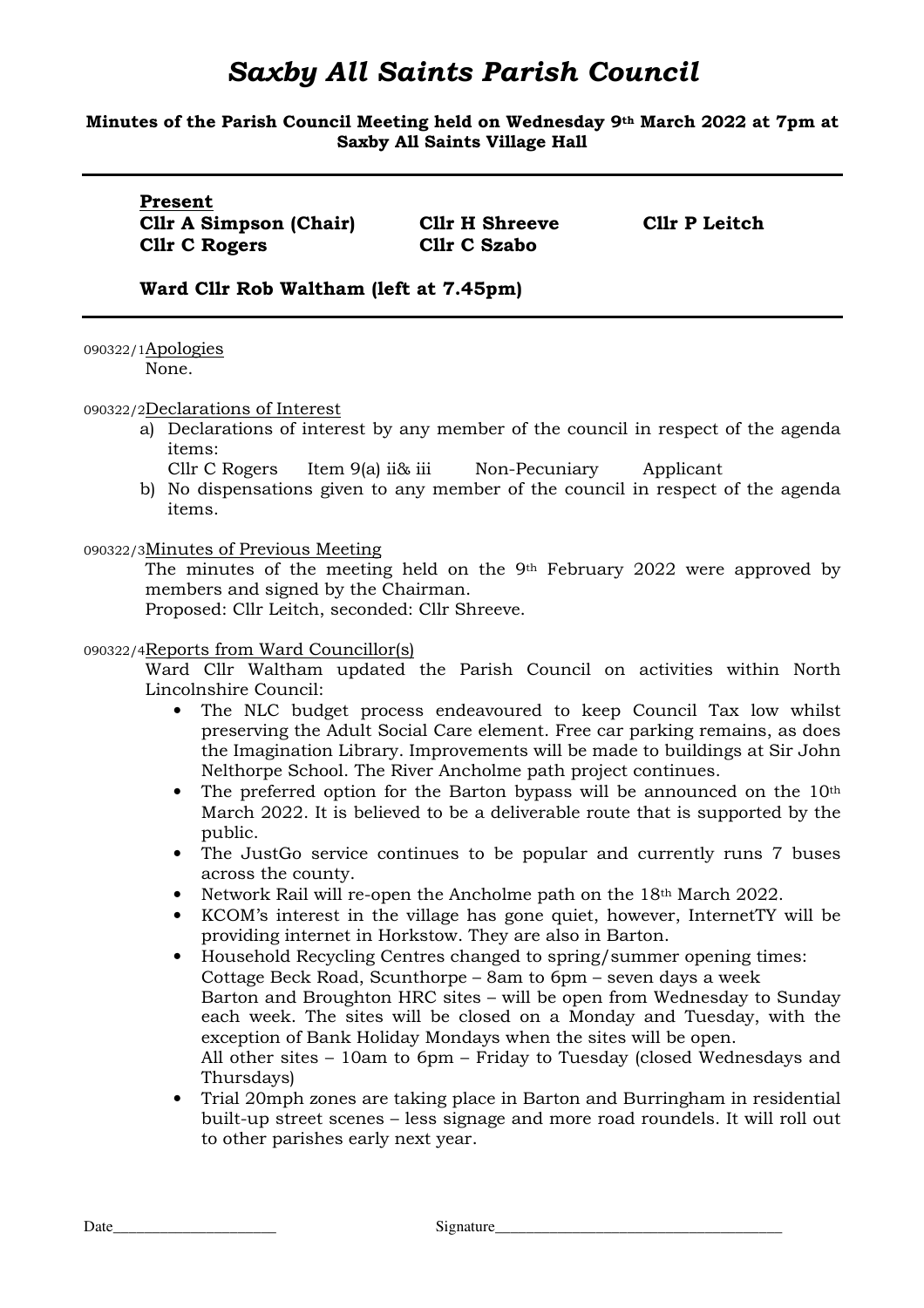# *Saxby All Saints Parish Council*

**Minutes of the Parish Council Meeting held on Wednesday 9th March 2022 at 7pm at Saxby All Saints Village Hall**

---

**Present**

| | | |
|---|---|---|
| **Cllr A Simpson (Chair)** | **Cllr H Shreeve** | **Cllr P Leitch** |
| **Cllr C Rogers** | **Cllr C Szabo** | |

**Ward Cllr Rob Waltham (left at 7.45pm)**

---

090322/1 Apologies

None.

090322/2 Declarations of Interest

a) Declarations of interest by any member of the council in respect of the agenda items:
   Cllr C Rogers  Item 9(a) ii& iii  Non-Pecuniary  Applicant
b) No dispensations given to any member of the council in respect of the agenda items.

090322/3 Minutes of Previous Meeting

The minutes of the meeting held on the 9th February 2022 were approved by members and signed by the Chairman.
Proposed: Cllr Leitch, seconded: Cllr Shreeve.

090322/4 Reports from Ward Councillor(s)

Ward Cllr Waltham updated the Parish Council on activities within North Lincolnshire Council:

- The NLC budget process endeavoured to keep Council Tax low whilst preserving the Adult Social Care element. Free car parking remains, as does the Imagination Library. Improvements will be made to buildings at Sir John Nelthorpe School. The River Ancholme path project continues.
- The preferred option for the Barton bypass will be announced on the 10th March 2022. It is believed to be a deliverable route that is supported by the public.
- The JustGo service continues to be popular and currently runs 7 buses across the county.
- Network Rail will re-open the Ancholme path on the 18th March 2022.
- KCOM's interest in the village has gone quiet, however, InternetTY will be providing internet in Horkstow. They are also in Barton.
- Household Recycling Centres changed to spring/summer opening times:
  Cottage Beck Road, Scunthorpe – 8am to 6pm – seven days a week
  Barton and Broughton HRC sites – will be open from Wednesday to Sunday each week. The sites will be closed on a Monday and Tuesday, with the exception of Bank Holiday Mondays when the sites will be open.
  All other sites – 10am to 6pm – Friday to Tuesday (closed Wednesdays and Thursdays)
- Trial 20mph zones are taking place in Barton and Burringham in residential built-up street scenes – less signage and more road roundels. It will roll out to other parishes early next year.

Date_____________________ Signature_____________________________________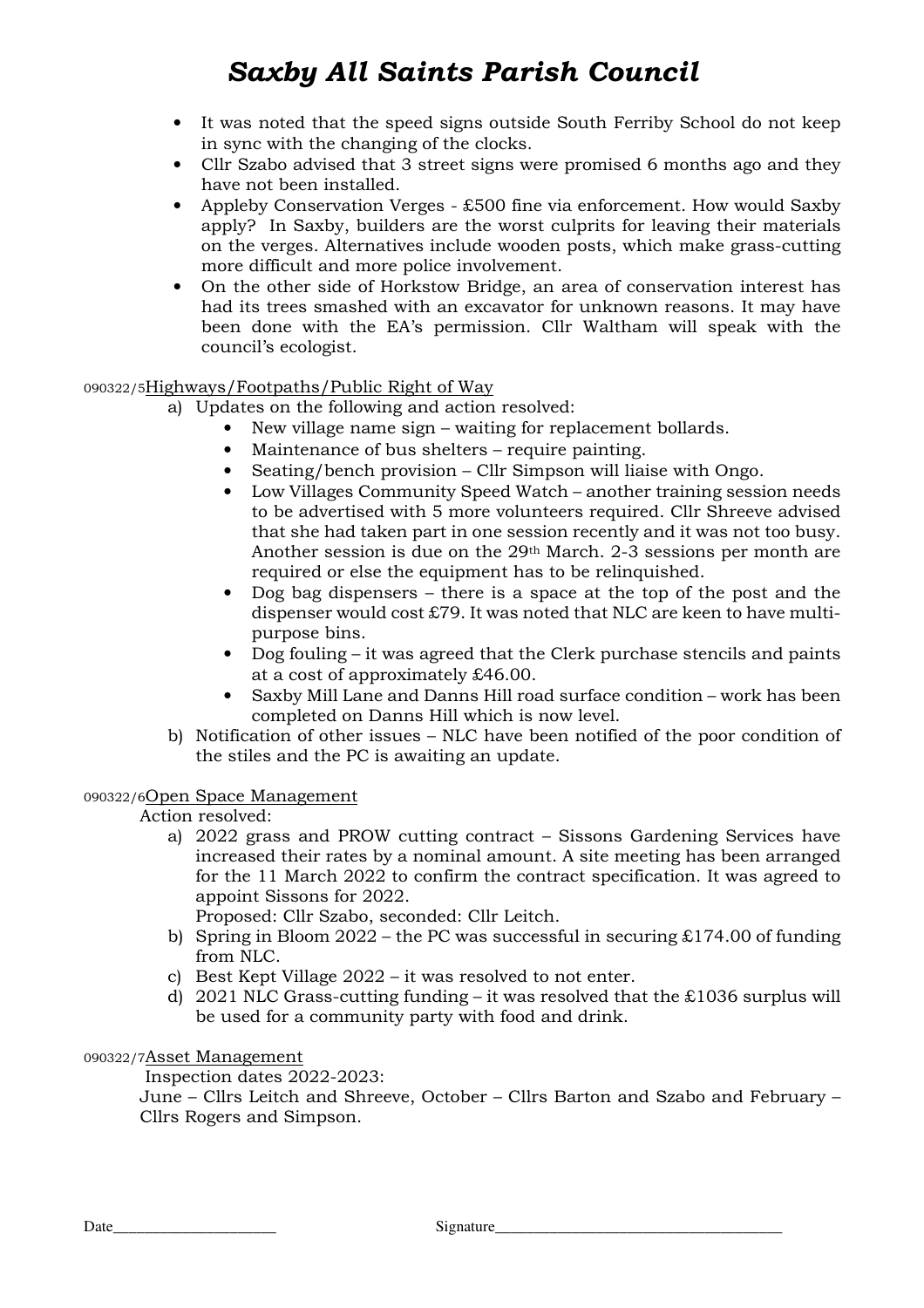- It was noted that the speed signs outside South Ferriby School do not keep in sync with the changing of the clocks.
- Cllr Szabo advised that 3 street signs were promised 6 months ago and they have not been installed.
- Appleby Conservation Verges - £500 fine via enforcement. How would Saxby apply? In Saxby, builders are the worst culprits for leaving their materials on the verges. Alternatives include wooden posts, which make grass-cutting more difficult and more police involvement.
- On the other side of Horkstow Bridge, an area of conservation interest has had its trees smashed with an excavator for unknown reasons. It may have been done with the EA's permission. Cllr Waltham will speak with the council's ecologist.

090322/5 Highways/Footpaths/Public Right of Way

a) Updates on the following and action resolved:
   - New village name sign – waiting for replacement bollards.
   - Maintenance of bus shelters – require painting.
   - Seating/bench provision – Cllr Simpson will liaise with Ongo.
   - Low Villages Community Speed Watch – another training session needs to be advertised with 5 more volunteers required. Cllr Shreeve advised that she had taken part in one session recently and it was not too busy. Another session is due on the 29th March. 2-3 sessions per month are required or else the equipment has to be relinquished.
   - Dog bag dispensers – there is a space at the top of the post and the dispenser would cost £79. It was noted that NLC are keen to have multi-purpose bins.
   - Dog fouling – it was agreed that the Clerk purchase stencils and paints at a cost of approximately £46.00.
   - Saxby Mill Lane and Danns Hill road surface condition – work has been completed on Danns Hill which is now level.

b) Notification of other issues – NLC have been notified of the poor condition of the stiles and the PC is awaiting an update.

090322/6 Open Space Management

Action resolved:

a) 2022 grass and PROW cutting contract – Sissons Gardening Services have increased their rates by a nominal amount. A site meeting has been arranged for the 11 March 2022 to confirm the contract specification. It was agreed to appoint Sissons for 2022.
   Proposed: Cllr Szabo, seconded: Cllr Leitch.
b) Spring in Bloom 2022 – the PC was successful in securing £174.00 of funding from NLC.
c) Best Kept Village 2022 – it was resolved to not enter.
d) 2021 NLC Grass-cutting funding – it was resolved that the £1036 surplus will be used for a community party with food and drink.

090322/7 Asset Management

Inspection dates 2022-2023:

June – Cllrs Leitch and Shreeve, October – Cllrs Barton and Szabo and February – Cllrs Rogers and Simpson.

Date_____________________ Signature_____________________________________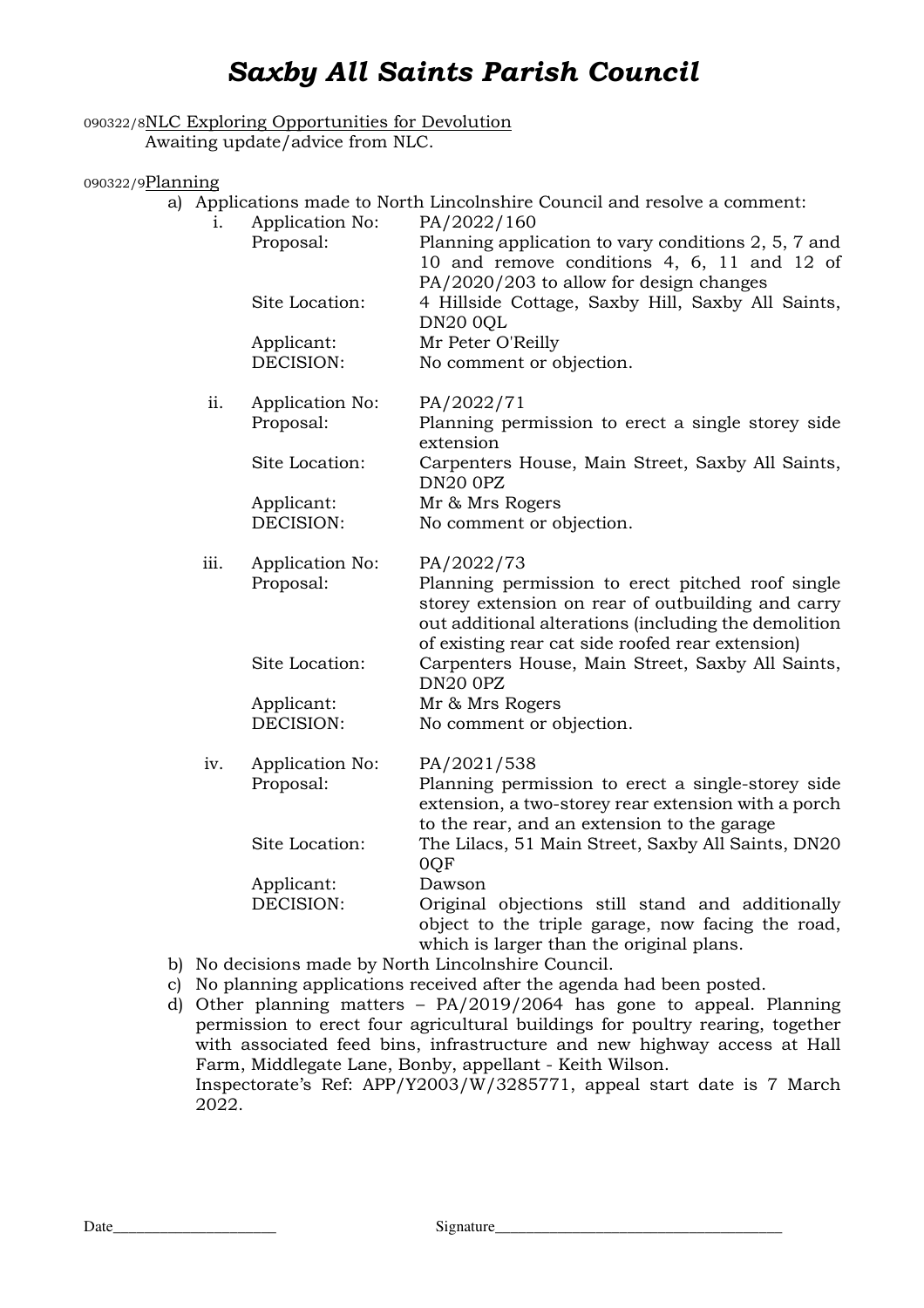# *Saxby All Saints Parish Council*

090322/8 NLC Exploring Opportunities for Devolution

Awaiting update/advice from NLC.

090322/9 Planning

a) Applications made to North Lincolnshire Council and resolve a comment:

i. Application No: PA/2022/160
   Proposal: Planning application to vary conditions 2, 5, 7 and 10 and remove conditions 4, 6, 11 and 12 of PA/2020/203 to allow for design changes
   Site Location: 4 Hillside Cottage, Saxby Hill, Saxby All Saints, DN20 0QL
   Applicant: Mr Peter O'Reilly
   DECISION: No comment or objection.

ii. Application No: PA/2022/71
   Proposal: Planning permission to erect a single storey side extension
   Site Location: Carpenters House, Main Street, Saxby All Saints, DN20 0PZ
   Applicant: Mr & Mrs Rogers
   DECISION: No comment or objection.

iii. Application No: PA/2022/73
   Proposal: Planning permission to erect pitched roof single storey extension on rear of outbuilding and carry out additional alterations (including the demolition of existing rear cat side roofed rear extension)
   Site Location: Carpenters House, Main Street, Saxby All Saints, DN20 0PZ
   Applicant: Mr & Mrs Rogers
   DECISION: No comment or objection.

iv. Application No: PA/2021/538
   Proposal: Planning permission to erect a single-storey side extension, a two-storey rear extension with a porch to the rear, and an extension to the garage
   Site Location: The Lilacs, 51 Main Street, Saxby All Saints, DN20 0QF
   Applicant: Dawson
   DECISION: Original objections still stand and additionally object to the triple garage, now facing the road, which is larger than the original plans.

b) No decisions made by North Lincolnshire Council.

c) No planning applications received after the agenda had been posted.

d) Other planning matters – PA/2019/2064 has gone to appeal. Planning permission to erect four agricultural buildings for poultry rearing, together with associated feed bins, infrastructure and new highway access at Hall Farm, Middlegate Lane, Bonby, appellant - Keith Wilson.
   Inspectorate's Ref: APP/Y2003/W/3285771, appeal start date is 7 March 2022.

Date\_\_\_\_\_\_\_\_\_\_\_\_\_\_\_\_\_\_\_\_ Signature\_\_\_\_\_\_\_\_\_\_\_\_\_\_\_\_\_\_\_\_\_\_\_\_\_\_\_\_\_\_\_\_\_\_\_\_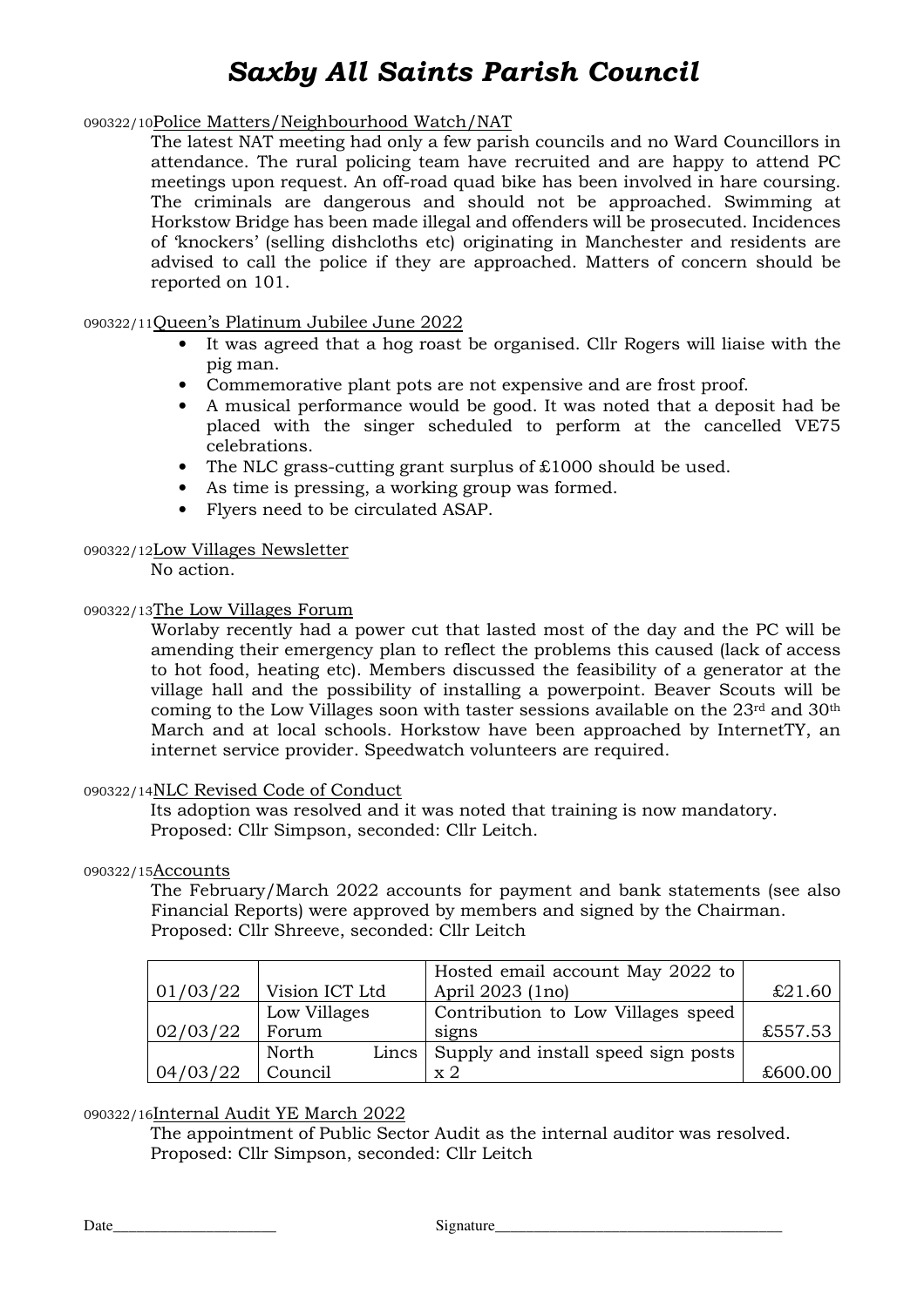# *Saxby All Saints Parish Council*

090322/10 Police Matters/Neighbourhood Watch/NAT

The latest NAT meeting had only a few parish councils and no Ward Councillors in attendance. The rural policing team have recruited and are happy to attend PC meetings upon request. An off-road quad bike has been involved in hare coursing. The criminals are dangerous and should not be approached. Swimming at Horkstow Bridge has been made illegal and offenders will be prosecuted. Incidences of 'knockers' (selling dishcloths etc) originating in Manchester and residents are advised to call the police if they are approached. Matters of concern should be reported on 101.

090322/11 Queen's Platinum Jubilee June 2022

- It was agreed that a hog roast be organised. Cllr Rogers will liaise with the pig man.
- Commemorative plant pots are not expensive and are frost proof.
- A musical performance would be good. It was noted that a deposit had be placed with the singer scheduled to perform at the cancelled VE75 celebrations.
- The NLC grass-cutting grant surplus of £1000 should be used.
- As time is pressing, a working group was formed.
- Flyers need to be circulated ASAP.

090322/12 Low Villages Newsletter

No action.

090322/13 The Low Villages Forum

Worlaby recently had a power cut that lasted most of the day and the PC will be amending their emergency plan to reflect the problems this caused (lack of access to hot food, heating etc). Members discussed the feasibility of a generator at the village hall and the possibility of installing a powerpoint. Beaver Scouts will be coming to the Low Villages soon with taster sessions available on the 23rd and 30th March and at local schools. Horkstow have been approached by InternetTY, an internet service provider. Speedwatch volunteers are required.

090322/14 NLC Revised Code of Conduct

Its adoption was resolved and it was noted that training is now mandatory.
Proposed: Cllr Simpson, seconded: Cllr Leitch.

090322/15 Accounts

The February/March 2022 accounts for payment and bank statements (see also Financial Reports) were approved by members and signed by the Chairman.
Proposed: Cllr Shreeve, seconded: Cllr Leitch

| | | | |
|---|---|---|---|
| 01/03/22 | Vision ICT Ltd | Hosted email account May 2022 to April 2023 (1no) | £21.60 |
| 02/03/22 | Low Villages Forum | Contribution to Low Villages speed signs | £557.53 |
| 04/03/22 | North Lincs Council | Supply and install speed sign posts x 2 | £600.00 |

090322/16 Internal Audit YE March 2022

The appointment of Public Sector Audit as the internal auditor was resolved.
Proposed: Cllr Simpson, seconded: Cllr Leitch

Date_____________________ Signature_____________________________________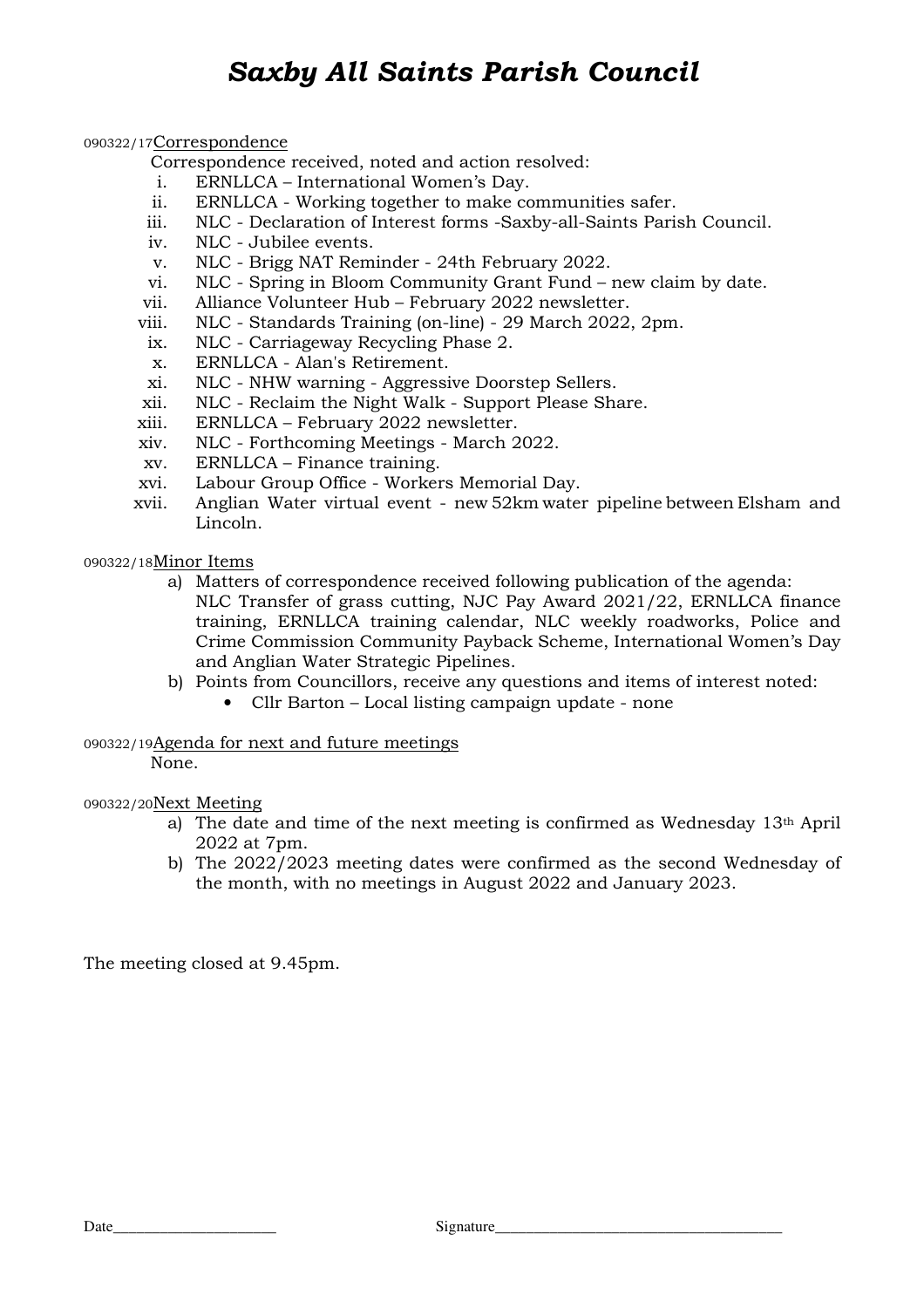# *Saxby All Saints Parish Council*

090322/17 Correspondence

Correspondence received, noted and action resolved:

- i. ERNLLCA – International Women's Day.
- ii. ERNLLCA - Working together to make communities safer.
- iii. NLC - Declaration of Interest forms -Saxby-all-Saints Parish Council.
- iv. NLC - Jubilee events.
- v. NLC - Brigg NAT Reminder - 24th February 2022.
- vi. NLC - Spring in Bloom Community Grant Fund – new claim by date.
- vii. Alliance Volunteer Hub – February 2022 newsletter.
- viii. NLC - Standards Training (on-line) - 29 March 2022, 2pm.
- ix. NLC - Carriageway Recycling Phase 2.
- x. ERNLLCA - Alan's Retirement.
- xi. NLC - NHW warning - Aggressive Doorstep Sellers.
- xii. NLC - Reclaim the Night Walk - Support Please Share.
- xiii. ERNLLCA – February 2022 newsletter.
- xiv. NLC - Forthcoming Meetings - March 2022.
- xv. ERNLLCA – Finance training.
- xvi. Labour Group Office - Workers Memorial Day.
- xvii. Anglian Water virtual event - new 52km water pipeline between Elsham and Lincoln.

090322/18 Minor Items

- a) Matters of correspondence received following publication of the agenda: NLC Transfer of grass cutting, NJC Pay Award 2021/22, ERNLLCA finance training, ERNLLCA training calendar, NLC weekly roadworks, Police and Crime Commission Community Payback Scheme, International Women's Day and Anglian Water Strategic Pipelines.
- b) Points from Councillors, receive any questions and items of interest noted:
  - Cllr Barton – Local listing campaign update - none

090322/19 Agenda for next and future meetings

None.

090322/20 Next Meeting

- a) The date and time of the next meeting is confirmed as Wednesday 13th April 2022 at 7pm.
- b) The 2022/2023 meeting dates were confirmed as the second Wednesday of the month, with no meetings in August 2022 and January 2023.

The meeting closed at 9.45pm.

Date____________________ Signature_____________________________________